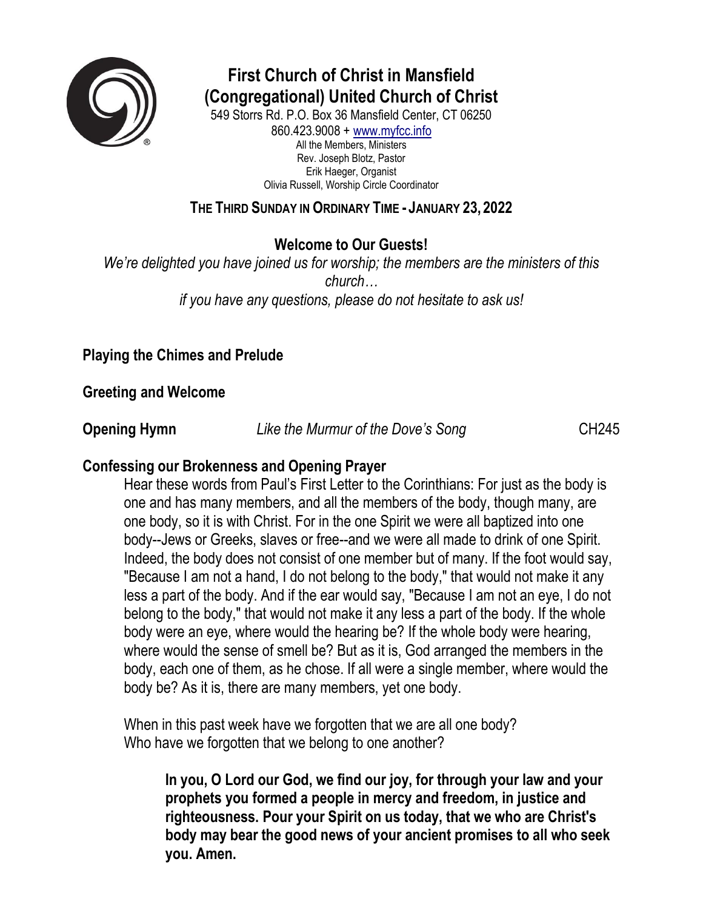# First Church of Christ in Mansfield (Congregational) United Church of Christ

549 Storrs Rd. P.O. Box 36 Mansfield Center, CT 06250
860.423.9008 + www.myfcc.info
All the Members, Ministers
Rev. Joseph Blotz, Pastor
Erik Haeger, Organist
Olivia Russell, Worship Circle Coordinator

## THE THIRD SUNDAY IN ORDINARY TIME - JANUARY 23, 2022

### Welcome to Our Guests!

*We're delighted you have joined us for worship; the members are the ministers of this church…*
*if you have any questions, please do not hesitate to ask us!*

**Playing the Chimes and Prelude**

**Greeting and Welcome**

**Opening Hymn** *Like the Murmur of the Dove's Song* CH245

**Confessing our Brokenness and Opening Prayer**

Hear these words from Paul's First Letter to the Corinthians: For just as the body is one and has many members, and all the members of the body, though many, are one body, so it is with Christ. For in the one Spirit we were all baptized into one body--Jews or Greeks, slaves or free--and we were all made to drink of one Spirit. Indeed, the body does not consist of one member but of many. If the foot would say, "Because I am not a hand, I do not belong to the body," that would not make it any less a part of the body. And if the ear would say, "Because I am not an eye, I do not belong to the body," that would not make it any less a part of the body. If the whole body were an eye, where would the hearing be? If the whole body were hearing, where would the sense of smell be? But as it is, God arranged the members in the body, each one of them, as he chose. If all were a single member, where would the body be? As it is, there are many members, yet one body.

When in this past week have we forgotten that we are all one body?
Who have we forgotten that we belong to one another?

**In you, O Lord our God, we find our joy, for through your law and your prophets you formed a people in mercy and freedom, in justice and righteousness. Pour your Spirit on us today, that we who are Christ's body may bear the good news of your ancient promises to all who seek you. Amen.**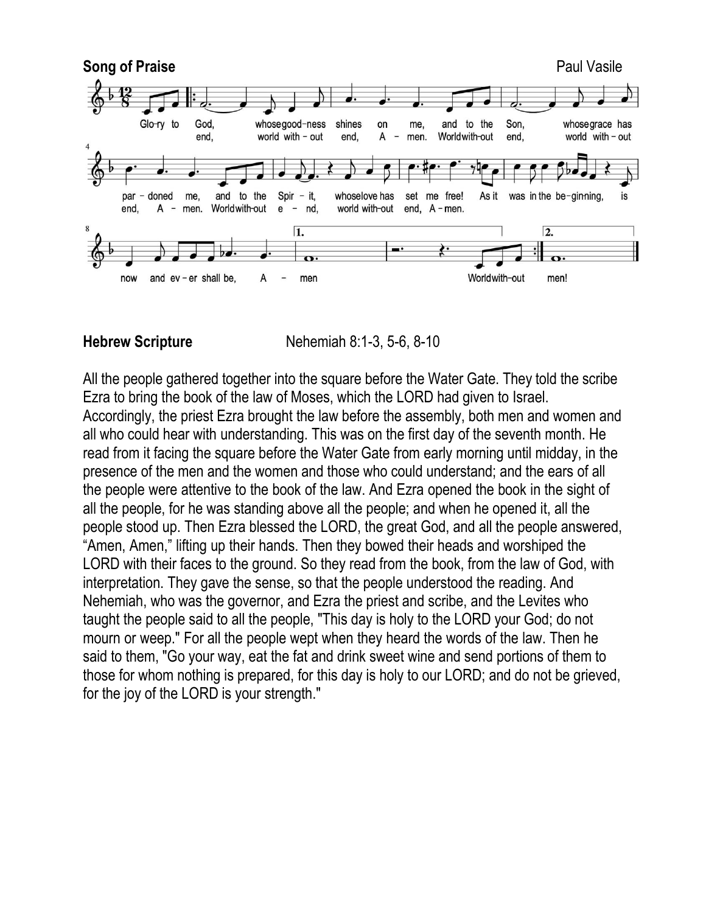**Song of Praise** Paul Vasile

**Hebrew Scripture** Nehemiah 8:1-3, 5-6, 8-10

All the people gathered together into the square before the Water Gate. They told the scribe Ezra to bring the book of the law of Moses, which the LORD had given to Israel. Accordingly, the priest Ezra brought the law before the assembly, both men and women and all who could hear with understanding. This was on the first day of the seventh month. He read from it facing the square before the Water Gate from early morning until midday, in the presence of the men and the women and those who could understand; and the ears of all the people were attentive to the book of the law. And Ezra opened the book in the sight of all the people, for he was standing above all the people; and when he opened it, all the people stood up. Then Ezra blessed the LORD, the great God, and all the people answered, "Amen, Amen," lifting up their hands. Then they bowed their heads and worshiped the LORD with their faces to the ground. So they read from the book, from the law of God, with interpretation. They gave the sense, so that the people understood the reading. And Nehemiah, who was the governor, and Ezra the priest and scribe, and the Levites who taught the people said to all the people, "This day is holy to the LORD your God; do not mourn or weep." For all the people wept when they heard the words of the law. Then he said to them, "Go your way, eat the fat and drink sweet wine and send portions of them to those for whom nothing is prepared, for this day is holy to our LORD; and do not be grieved, for the joy of the LORD is your strength."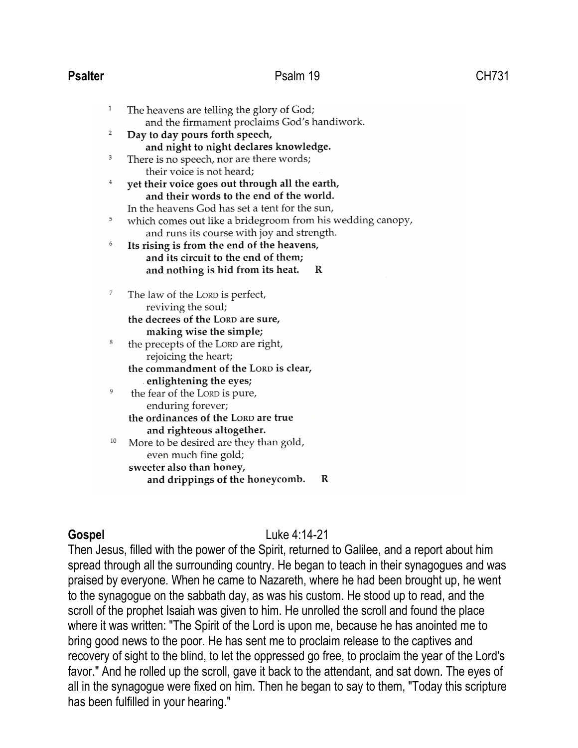**Psalter** Psalm 19 CH731

1 The heavens are telling the glory of God;
  and the firmament proclaims God's handiwork.
2 **Day to day pours forth speech,**
  **and night to night declares knowledge.**
3 There is no speech, nor are there words;
  their voice is not heard;
4 **yet their voice goes out through all the earth,**
  **and their words to the end of the world.**
In the heavens God has set a tent for the sun,
5 which comes out like a bridegroom from his wedding canopy,
  and runs its course with joy and strength.
6 **Its rising is from the end of the heavens,**
  **and its circuit to the end of them;**
  **and nothing is hid from its heat.** R

7 The law of the LORD is perfect,
  reviving the soul;
**the decrees of the LORD are sure,**
  **making wise the simple;**
8 the precepts of the LORD are right,
  rejoicing the heart;
**the commandment of the LORD is clear,**
  **enlightening the eyes;**
9 the fear of the LORD is pure,
  enduring forever;
**the ordinances of the LORD are true**
  **and righteous altogether.**
10 More to be desired are they than gold,
  even much fine gold;
**sweeter also than honey,**
  **and drippings of the honeycomb.** R

**Gospel** Luke 4:14-21

Then Jesus, filled with the power of the Spirit, returned to Galilee, and a report about him spread through all the surrounding country. He began to teach in their synagogues and was praised by everyone. When he came to Nazareth, where he had been brought up, he went to the synagogue on the sabbath day, as was his custom. He stood up to read, and the scroll of the prophet Isaiah was given to him. He unrolled the scroll and found the place where it was written: "The Spirit of the Lord is upon me, because he has anointed me to bring good news to the poor. He has sent me to proclaim release to the captives and recovery of sight to the blind, to let the oppressed go free, to proclaim the year of the Lord's favor." And he rolled up the scroll, gave it back to the attendant, and sat down. The eyes of all in the synagogue were fixed on him. Then he began to say to them, "Today this scripture has been fulfilled in your hearing."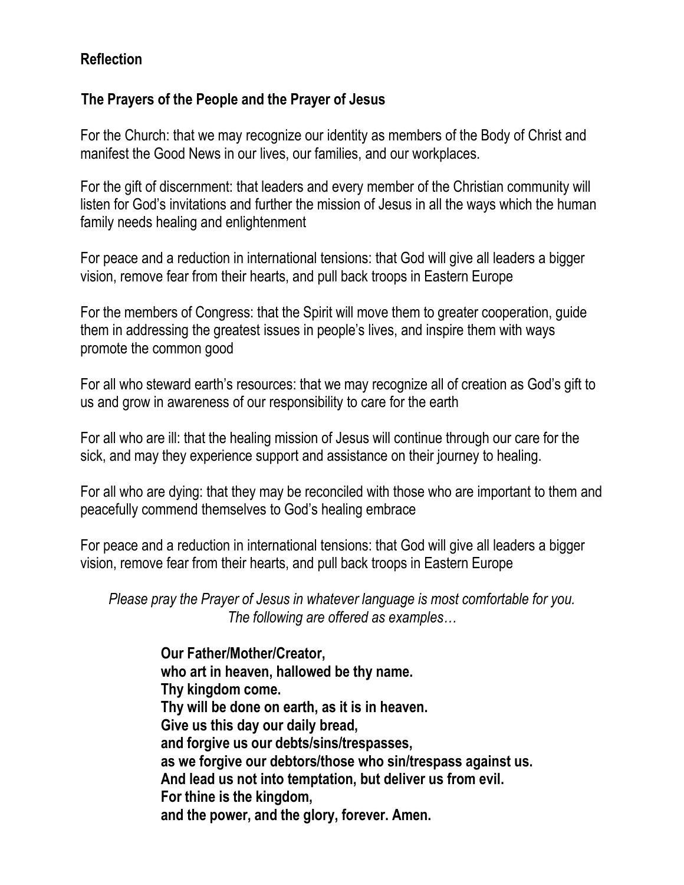**Reflection**

**The Prayers of the People and the Prayer of Jesus**

For the Church: that we may recognize our identity as members of the Body of Christ and manifest the Good News in our lives, our families, and our workplaces.

For the gift of discernment: that leaders and every member of the Christian community will listen for God's invitations and further the mission of Jesus in all the ways which the human family needs healing and enlightenment

For peace and a reduction in international tensions: that God will give all leaders a bigger vision, remove fear from their hearts, and pull back troops in Eastern Europe

For the members of Congress: that the Spirit will move them to greater cooperation, guide them in addressing the greatest issues in people's lives, and inspire them with ways promote the common good

For all who steward earth's resources: that we may recognize all of creation as God's gift to us and grow in awareness of our responsibility to care for the earth

For all who are ill: that the healing mission of Jesus will continue through our care for the sick, and may they experience support and assistance on their journey to healing.

For all who are dying: that they may be reconciled with those who are important to them and peacefully commend themselves to God's healing embrace

For peace and a reduction in international tensions: that God will give all leaders a bigger vision, remove fear from their hearts, and pull back troops in Eastern Europe

*Please pray the Prayer of Jesus in whatever language is most comfortable for you. The following are offered as examples…*

**Our Father/Mother/Creator,**
**who art in heaven, hallowed be thy name.**
**Thy kingdom come.**
**Thy will be done on earth, as it is in heaven.**
**Give us this day our daily bread,**
**and forgive us our debts/sins/trespasses,**
**as we forgive our debtors/those who sin/trespass against us.**
**And lead us not into temptation, but deliver us from evil.**
**For thine is the kingdom,**
**and the power, and the glory, forever. Amen.**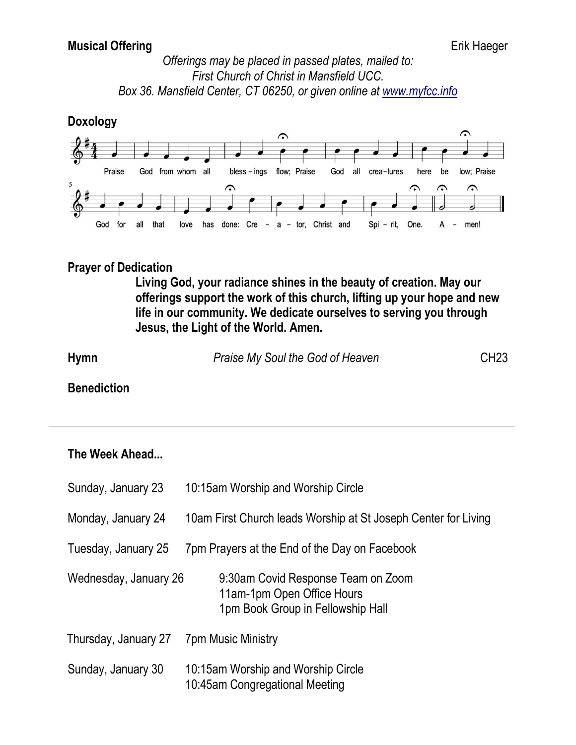**Musical Offering** Erik Haeger

*Offerings may be placed in passed plates, mailed to:*
*First Church of Christ in Mansfield UCC.*
*Box 36. Mansfield Center, CT 06250, or given online at [www.myfcc.info](http://www.myfcc.info)*

**Doxology**

Praise God from whom all bless – ings flow; Praise God all crea–tures here be low; Praise God for all that love has done: Cre – a – tor, Christ and Spi – rit, One. A – men!

**Prayer of Dedication**

**Living God, your radiance shines in the beauty of creation. May our offerings support the work of this church, lifting up your hope and new life in our community. We dedicate ourselves to serving you through Jesus, the Light of the World. Amen.**

**Hymn** *Praise My Soul the God of Heaven* CH23

**Benediction**

---

**The Week Ahead...**

Sunday, January 23 10:15am Worship and Worship Circle

Monday, January 24 10am First Church leads Worship at St Joseph Center for Living

Tuesday, January 25 7pm Prayers at the End of the Day on Facebook

Wednesday, January 26
9:30am Covid Response Team on Zoom
11am-1pm Open Office Hours
1pm Book Group in Fellowship Hall

Thursday, January 27 7pm Music Ministry

Sunday, January 30
10:15am Worship and Worship Circle
10:45am Congregational Meeting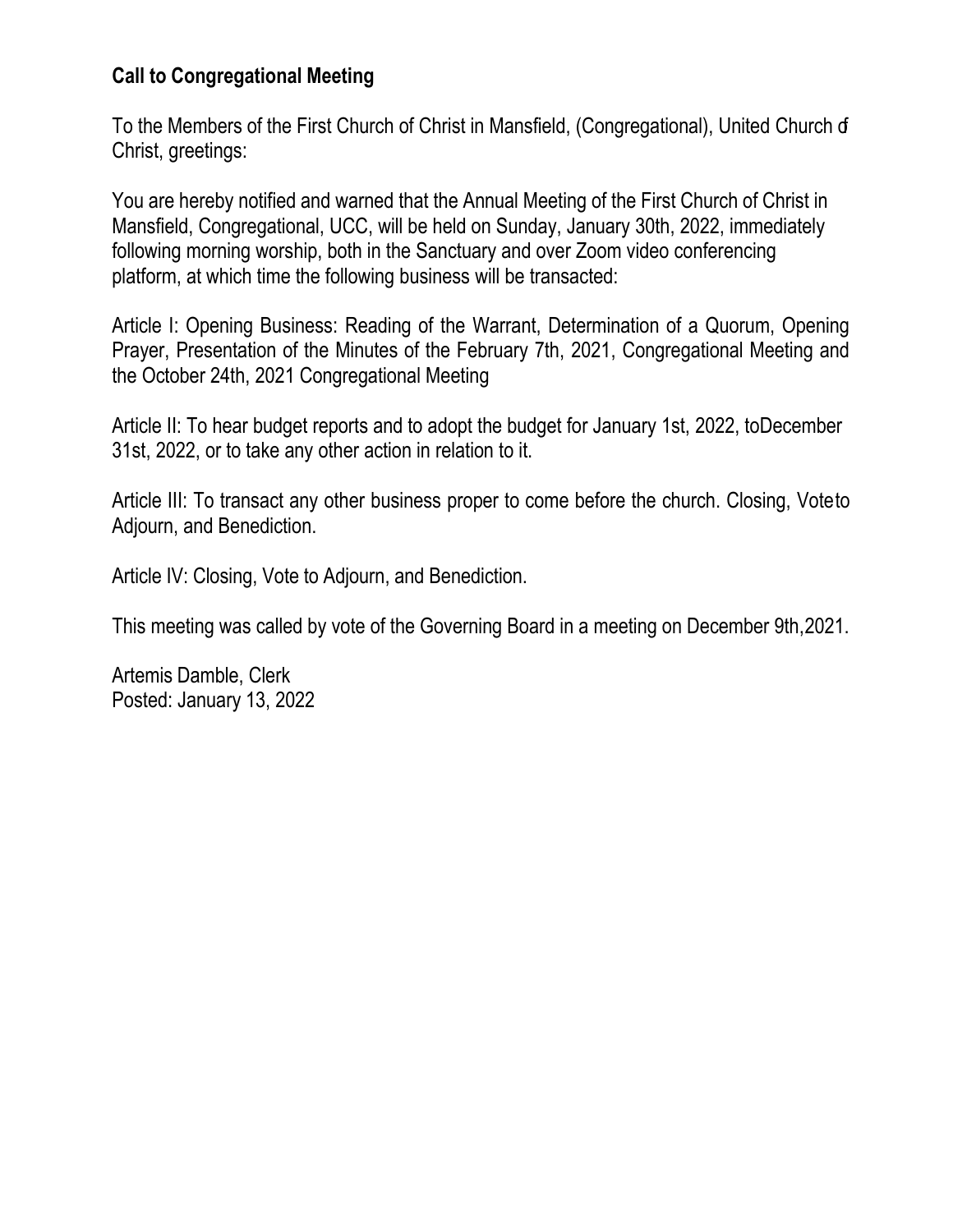**Call to Congregational Meeting**

To the Members of the First Church of Christ in Mansfield, (Congregational), United Church of Christ, greetings:

You are hereby notified and warned that the Annual Meeting of the First Church of Christ in Mansfield, Congregational, UCC, will be held on Sunday, January 30th, 2022, immediately following morning worship, both in the Sanctuary and over Zoom video conferencing platform, at which time the following business will be transacted:

Article I: Opening Business: Reading of the Warrant, Determination of a Quorum, Opening Prayer, Presentation of the Minutes of the February 7th, 2021, Congregational Meeting and the October 24th, 2021 Congregational Meeting

Article II: To hear budget reports and to adopt the budget for January 1st, 2022, toDecember 31st, 2022, or to take any other action in relation to it.

Article III: To transact any other business proper to come before the church. Closing, Voteto Adjourn, and Benediction.

Article IV: Closing, Vote to Adjourn, and Benediction.

This meeting was called by vote of the Governing Board in a meeting on December 9th,2021.

Artemis Damble, Clerk
Posted: January 13, 2022